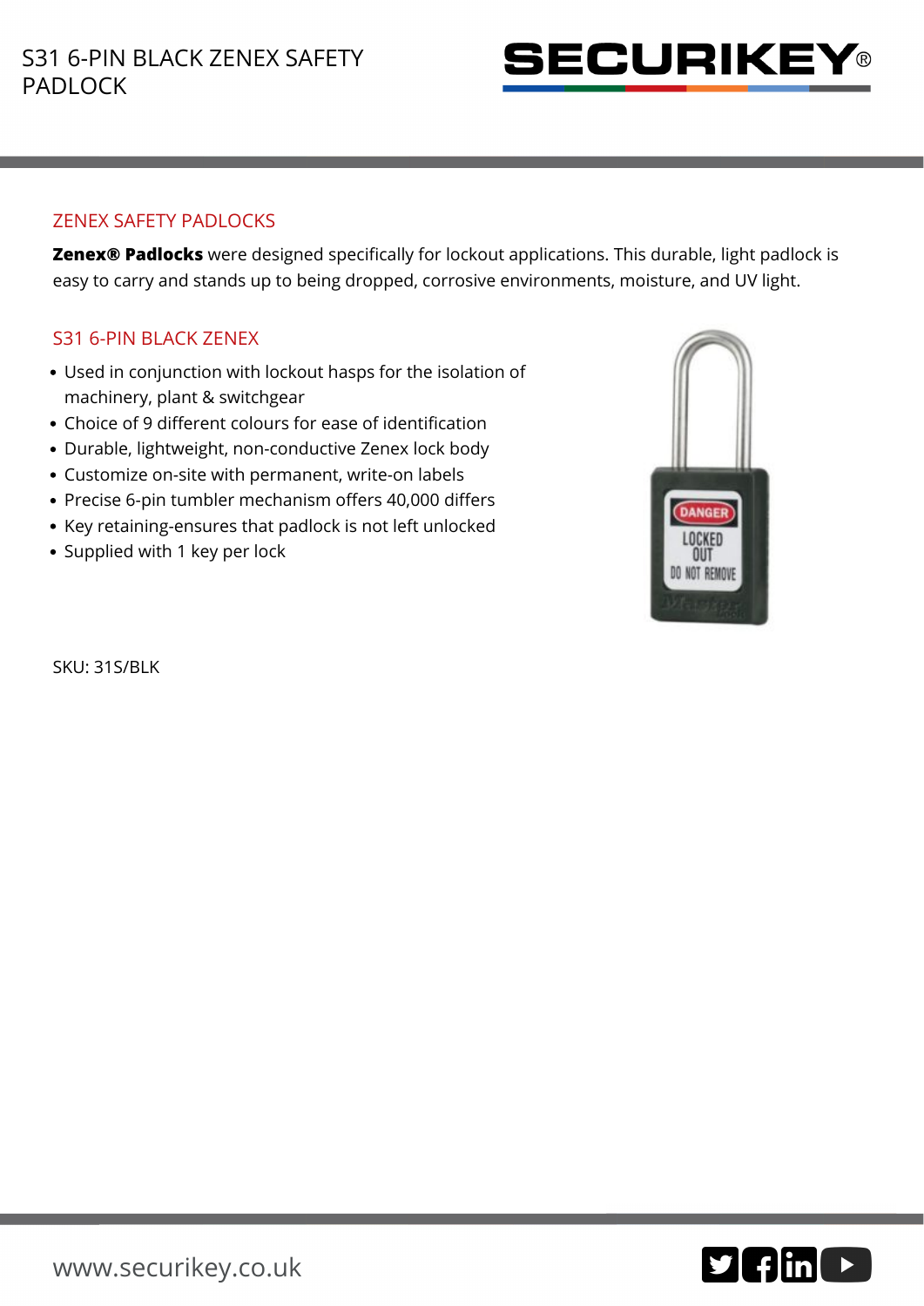# S31 6-PIN BLACK ZENEX SAFETY PADLOCK

SECURIKEY®

## ZENEX SAFETY PADLOCKS

**Zenex® Padlocks** were designed specifically for lockout applications. This durable, light padlock is easy to carry and stands up to being dropped, corrosive environments, moisture, and UV light.

## S31 6-PIN BLACK ZENEX

- Used in conjunction with lockout hasps for the isolation of machinery, plant & switchgear
- Choice of 9 different colours for ease of identification
- Durable, lightweight, non-conductive Zenex lock body
- Customize on-site with permanent, write-on labels
- Precise 6-pin tumbler mechanism offers 40,000 differs
- Key retaining-ensures that padlock is not left unlocked
- Supplied with 1 key per lock

SKU: 31S/BLK

www.securikey.co.uk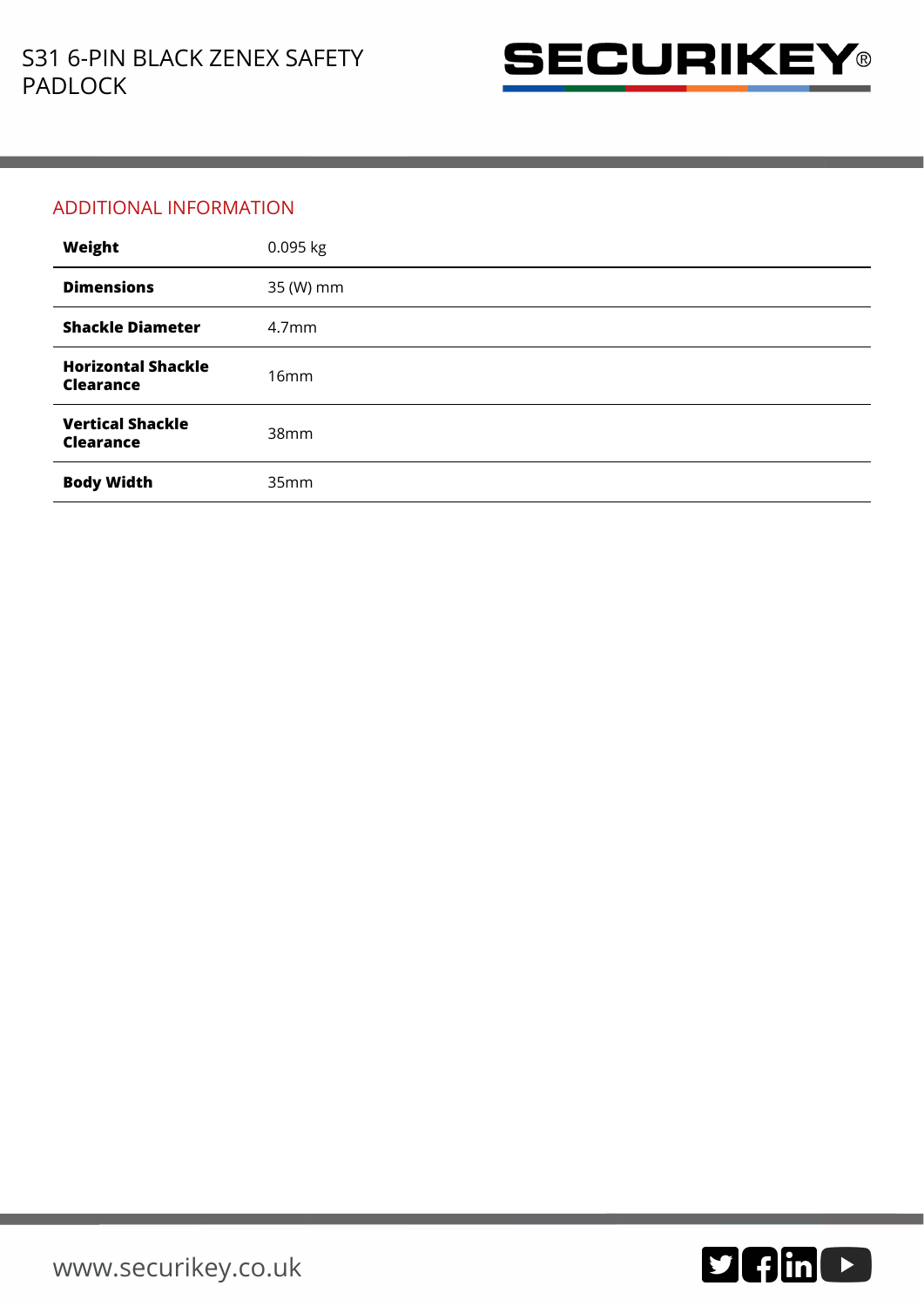## ADDITIONAL INFORMATION

| | |
|---|---|
| **Weight** | 0.095 kg |
| **Dimensions** | 35 (W) mm |
| **Shackle Diameter** | 4.7mm |
| **Horizontal Shackle Clearance** | 16mm |
| **Vertical Shackle Clearance** | 38mm |
| **Body Width** | 35mm |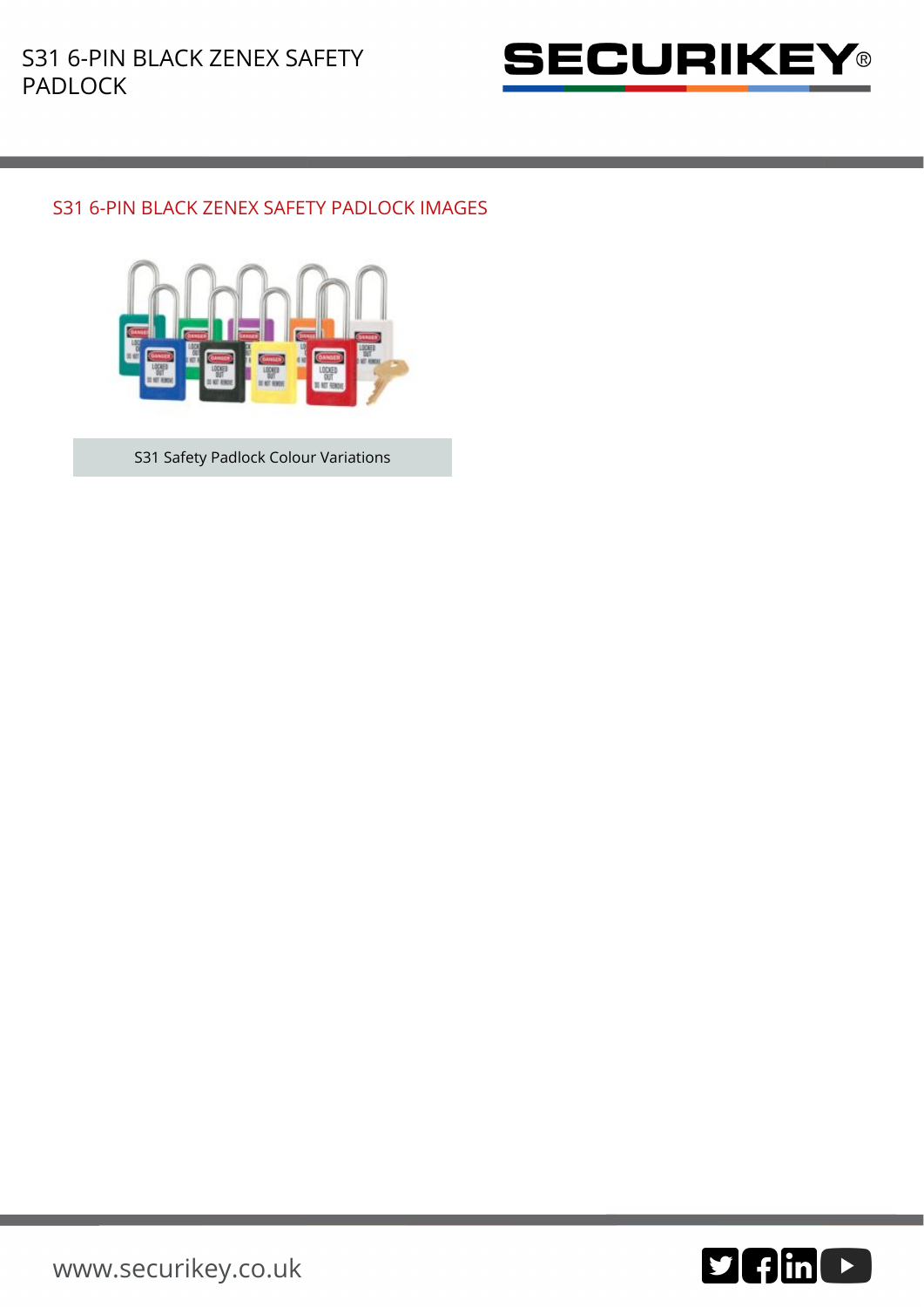## S31 6-PIN BLACK ZENEX SAFETY PADLOCK IMAGES

S31 Safety Padlock Colour Variations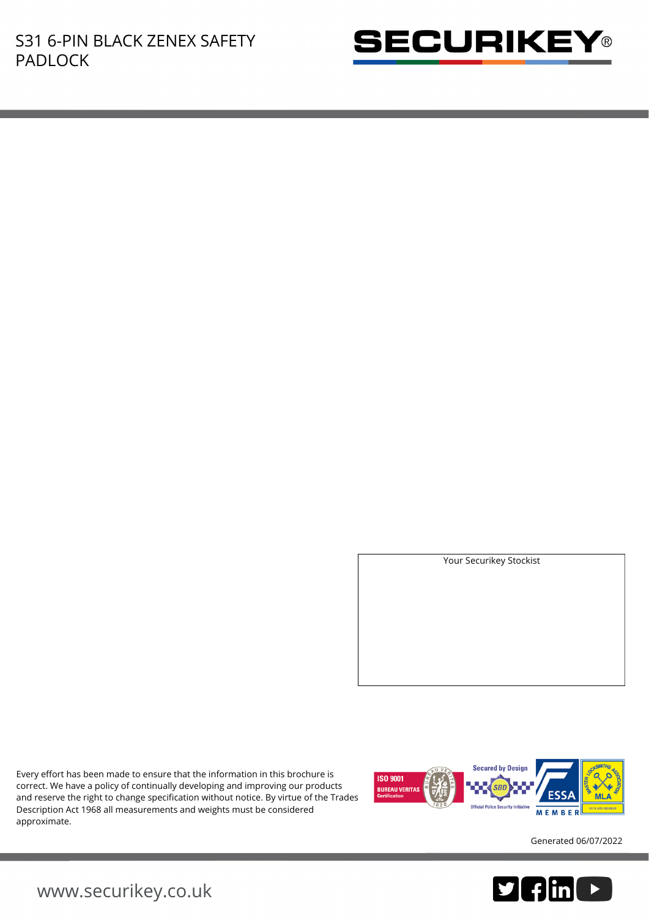# S31 6-PIN BLACK ZENEX SAFETY PADLOCK

Your Securikey Stockist

Every effort has been made to ensure that the information in this brochure is correct. We have a policy of continually developing and improving our products and reserve the right to change specification without notice. By virtue of the Trades Description Act 1968 all measurements and weights must be considered approximate.

Generated 06/07/2022

www.securikey.co.uk